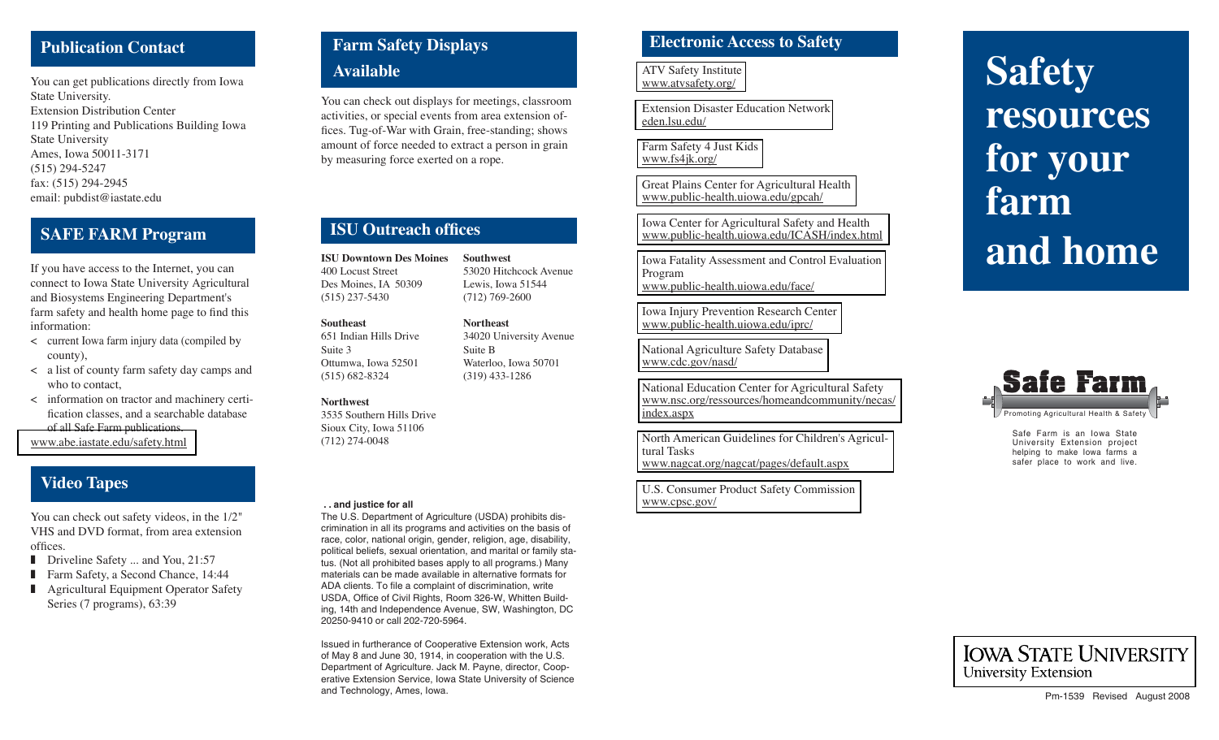# Safety resources for your farm and home

Safe Farm

Promoting Agricultural Health & Safety

Safe Farm is an Iowa State University Extension project helping to make Iowa farms a safer place to work and live.

## Publication Contact

You can get publications directly from Iowa State University.
Extension Distribution Center
119 Printing and Publications Building Iowa State University
Ames, Iowa 50011-3171
(515) 294-5247
fax: (515) 294-2945
email: pubdist@iastate.edu

## SAFE FARM Program

If you have access to the Internet, you can connect to Iowa State University Agricultural and Biosystems Engineering Department's farm safety and health home page to find this information:

- current Iowa farm injury data (compiled by county),
- a list of county farm safety day camps and who to contact,
- information on tractor and machinery certification classes, and a searchable database of all Safe Farm publications.

www.abe.iastate.edu/safety.html

## Video Tapes

You can check out safety videos, in the 1/2" VHS and DVD format, from area extension offices.

- Driveline Safety ... and You, 21:57
- Farm Safety, a Second Chance, 14:44
- Agricultural Equipment Operator Safety Series (7 programs), 63:39

## Farm Safety Displays Available

You can check out displays for meetings, classroom activities, or special events from area extension offices. Tug-of-War with Grain, free-standing; shows amount of force needed to extract a person in grain by measuring force exerted on a rope.

## ISU Outreach offices

**ISU Downtown Des Moines**
400 Locust Street
Des Moines, IA 50309
(515) 237-5430

**Southwest**
53020 Hitchcock Avenue
Lewis, Iowa 51544
(712) 769-2600

**Southeast**
651 Indian Hills Drive
Suite 3
Ottumwa, Iowa 52501
(515) 682-8324

**Northeast**
34020 University Avenue
Suite B
Waterloo, Iowa 50701
(319) 433-1286

**Northwest**
3535 Southern Hills Drive
Sioux City, Iowa 51106
(712) 274-0048

**. . and justice for all**
The U.S. Department of Agriculture (USDA) prohibits discrimination in all its programs and activities on the basis of race, color, national origin, gender, religion, age, disability, political beliefs, sexual orientation, and marital or family status. (Not all prohibited bases apply to all programs.) Many materials can be made available in alternative formats for ADA clients. To file a complaint of discrimination, write USDA, Office of Civil Rights, Room 326-W, Whitten Building, 14th and Independence Avenue, SW, Washington, DC 20250-9410 or call 202-720-5964.

Issued in furtherance of Cooperative Extension work, Acts of May 8 and June 30, 1914, in cooperation with the U.S. Department of Agriculture. Jack M. Payne, director, Cooperative Extension Service, Iowa State University of Science and Technology, Ames, Iowa.

## Electronic Access to Safety

ATV Safety Institute
www.atvsafety.org/

Extension Disaster Education Network
eden.lsu.edu/

Farm Safety 4 Just Kids
www.fs4jk.org/

Great Plains Center for Agricultural Health
www.public-health.uiowa.edu/gpcah/

Iowa Center for Agricultural Safety and Health
www.public-health.uiowa.edu/ICASH/index.html

Iowa Fatality Assessment and Control Evaluation Program
www.public-health.uiowa.edu/face/

Iowa Injury Prevention Research Center
www.public-health.uiowa.edu/iprc/

National Agriculture Safety Database
www.cdc.gov/nasd/

National Education Center for Agricultural Safety
www.nsc.org/ressources/homeandcommunity/necas/index.aspx

North American Guidelines for Children's Agricultural Tasks
www.nagcat.org/nagcat/pages/default.aspx

U.S. Consumer Product Safety Commission
www.cpsc.gov/

IOWA STATE UNIVERSITY
University Extension

Pm-1539 Revised August 2008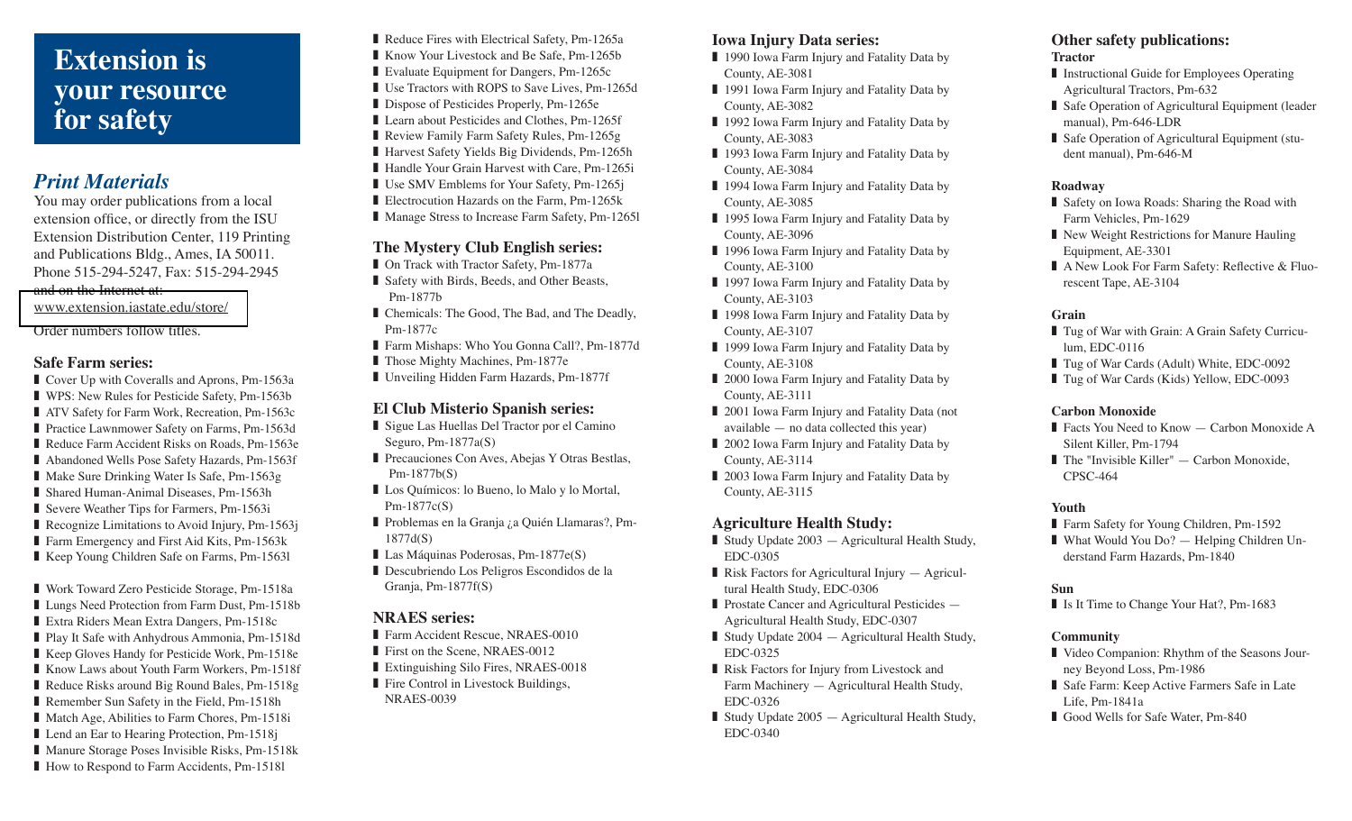# Extension is your resource for safety

## *Print Materials*

You may order publications from a local extension office, or directly from the ISU Extension Distribution Center, 119 Printing and Publications Bldg., Ames, IA 50011. Phone 515-294-5247, Fax: 515-294-2945 and on the Internet at:
www.extension.iastate.edu/store/

Order numbers follow titles.

### Safe Farm series:

- Cover Up with Coveralls and Aprons, Pm-1563a
- WPS: New Rules for Pesticide Safety, Pm-1563b
- ATV Safety for Farm Work, Recreation, Pm-1563c
- Practice Lawnmower Safety on Farms, Pm-1563d
- Reduce Farm Accident Risks on Roads, Pm-1563e
- Abandoned Wells Pose Safety Hazards, Pm-1563f
- Make Sure Drinking Water Is Safe, Pm-1563g
- Shared Human-Animal Diseases, Pm-1563h
- Severe Weather Tips for Farmers, Pm-1563i
- Recognize Limitations to Avoid Injury, Pm-1563j
- Farm Emergency and First Aid Kits, Pm-1563k
- Keep Young Children Safe on Farms, Pm-1563l

- Work Toward Zero Pesticide Storage, Pm-1518a
- Lungs Need Protection from Farm Dust, Pm-1518b
- Extra Riders Mean Extra Dangers, Pm-1518c
- Play It Safe with Anhydrous Ammonia, Pm-1518d
- Keep Gloves Handy for Pesticide Work, Pm-1518e
- Know Laws about Youth Farm Workers, Pm-1518f
- Reduce Risks around Big Round Bales, Pm-1518g
- Remember Sun Safety in the Field, Pm-1518h
- Match Age, Abilities to Farm Chores, Pm-1518i
- Lend an Ear to Hearing Protection, Pm-1518j
- Manure Storage Poses Invisible Risks, Pm-1518k
- How to Respond to Farm Accidents, Pm-1518l

- Reduce Fires with Electrical Safety, Pm-1265a
- Know Your Livestock and Be Safe, Pm-1265b
- Evaluate Equipment for Dangers, Pm-1265c
- Use Tractors with ROPS to Save Lives, Pm-1265d
- Dispose of Pesticides Properly, Pm-1265e
- Learn about Pesticides and Clothes, Pm-1265f
- Review Family Farm Safety Rules, Pm-1265g
- Harvest Safety Yields Big Dividends, Pm-1265h
- Handle Your Grain Harvest with Care, Pm-1265i
- Use SMV Emblems for Your Safety, Pm-1265j
- Electrocution Hazards on the Farm, Pm-1265k
- Manage Stress to Increase Farm Safety, Pm-1265l

### The Mystery Club English series:

- On Track with Tractor Safety, Pm-1877a
- Safety with Birds, Beeds, and Other Beasts, Pm-1877b
- Chemicals: The Good, The Bad, and The Deadly, Pm-1877c
- Farm Mishaps: Who You Gonna Call?, Pm-1877d
- Those Mighty Machines, Pm-1877e
- Unveiling Hidden Farm Hazards, Pm-1877f

### El Club Misterio Spanish series:

- Sigue Las Huellas Del Tractor por el Camino Seguro, Pm-1877a(S)
- Precauciones Con Aves, Abejas Y Otras Bestlas, Pm-1877b(S)
- Los Químicos: lo Bueno, lo Malo y lo Mortal, Pm-1877c(S)
- Problemas en la Granja ¿a Quién Llamaras?, Pm-1877d(S)
- Las Máquinas Poderosas, Pm-1877e(S)
- Descubriendo Los Peligros Escondidos de la Granja, Pm-1877f(S)

### NRAES series:

- Farm Accident Rescue, NRAES-0010
- First on the Scene, NRAES-0012
- Extinguishing Silo Fires, NRAES-0018
- Fire Control in Livestock Buildings, NRAES-0039

### Iowa Injury Data series:

- 1990 Iowa Farm Injury and Fatality Data by County, AE-3081
- 1991 Iowa Farm Injury and Fatality Data by County, AE-3082
- 1992 Iowa Farm Injury and Fatality Data by County, AE-3083
- 1993 Iowa Farm Injury and Fatality Data by County, AE-3084
- 1994 Iowa Farm Injury and Fatality Data by County, AE-3085
- 1995 Iowa Farm Injury and Fatality Data by County, AE-3096
- 1996 Iowa Farm Injury and Fatality Data by County, AE-3100
- 1997 Iowa Farm Injury and Fatality Data by County, AE-3103
- 1998 Iowa Farm Injury and Fatality Data by County, AE-3107
- 1999 Iowa Farm Injury and Fatality Data by County, AE-3108
- 2000 Iowa Farm Injury and Fatality Data by County, AE-3111
- 2001 Iowa Farm Injury and Fatality Data (not available — no data collected this year)
- 2002 Iowa Farm Injury and Fatality Data by County, AE-3114
- 2003 Iowa Farm Injury and Fatality Data by County, AE-3115

### Agriculture Health Study:

- Study Update 2003 — Agricultural Health Study, EDC-0305
- Risk Factors for Agricultural Injury — Agricultural Health Study, EDC-0306
- Prostate Cancer and Agricultural Pesticides — Agricultural Health Study, EDC-0307
- Study Update 2004 — Agricultural Health Study, EDC-0325
- Risk Factors for Injury from Livestock and Farm Machinery — Agricultural Health Study, EDC-0326
- Study Update 2005 — Agricultural Health Study, EDC-0340

### Other safety publications:

#### Tractor

- Instructional Guide for Employees Operating Agricultural Tractors, Pm-632
- Safe Operation of Agricultural Equipment (leader manual), Pm-646-LDR
- Safe Operation of Agricultural Equipment (student manual), Pm-646-M

#### Roadway

- Safety on Iowa Roads: Sharing the Road with Farm Vehicles, Pm-1629
- New Weight Restrictions for Manure Hauling Equipment, AE-3301
- A New Look For Farm Safety: Reflective & Fluorescent Tape, AE-3104

#### Grain

- Tug of War with Grain: A Grain Safety Curriculum, EDC-0116
- Tug of War Cards (Adult) White, EDC-0092
- Tug of War Cards (Kids) Yellow, EDC-0093

#### Carbon Monoxide

- Facts You Need to Know — Carbon Monoxide A Silent Killer, Pm-1794
- The "Invisible Killer" — Carbon Monoxide, CPSC-464

#### Youth

- Farm Safety for Young Children, Pm-1592
- What Would You Do? — Helping Children Understand Farm Hazards, Pm-1840

#### Sun

- Is It Time to Change Your Hat?, Pm-1683

#### Community

- Video Companion: Rhythm of the Seasons Journey Beyond Loss, Pm-1986
- Safe Farm: Keep Active Farmers Safe in Late Life, Pm-1841a
- Good Wells for Safe Water, Pm-840